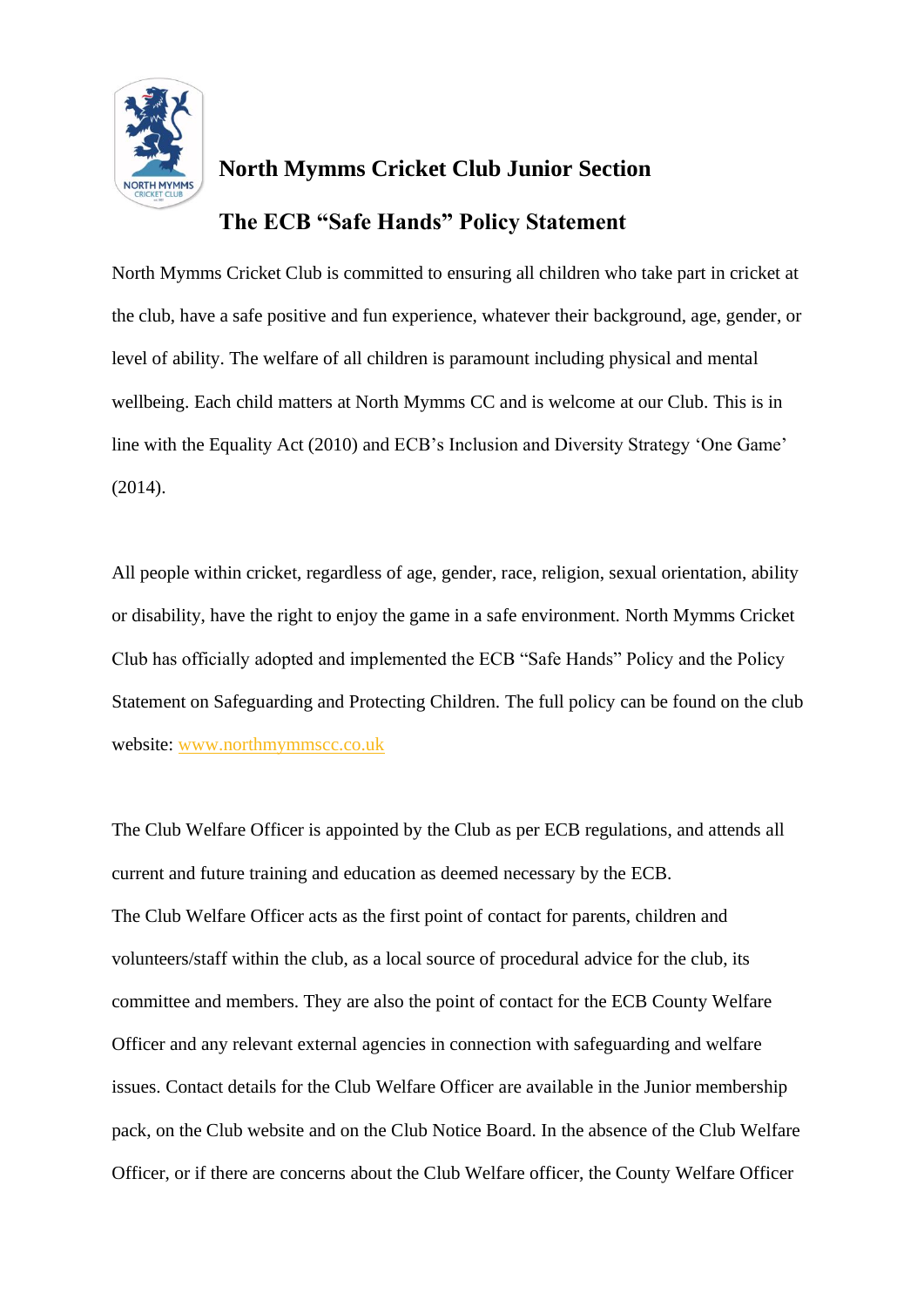# North Mymms Cricket Club Junior Section

## The ECB “Safe Hands” Policy Statement

North Mymms Cricket Club is committed to ensuring all children who take part in cricket at the club, have a safe positive and fun experience, whatever their background, age, gender, or level of ability. The welfare of all children is paramount including physical and mental wellbeing. Each child matters at North Mymms CC and is welcome at our Club. This is in line with the Equality Act (2010) and ECB’s Inclusion and Diversity Strategy ‘One Game’ (2014).

All people within cricket, regardless of age, gender, race, religion, sexual orientation, ability or disability, have the right to enjoy the game in a safe environment. North Mymms Cricket Club has officially adopted and implemented the ECB “Safe Hands” Policy and the Policy Statement on Safeguarding and Protecting Children. The full policy can be found on the club website: www.northmymmscc.co.uk

The Club Welfare Officer is appointed by the Club as per ECB regulations, and attends all current and future training and education as deemed necessary by the ECB.
The Club Welfare Officer acts as the first point of contact for parents, children and volunteers/staff within the club, as a local source of procedural advice for the club, its committee and members. They are also the point of contact for the ECB County Welfare Officer and any relevant external agencies in connection with safeguarding and welfare issues. Contact details for the Club Welfare Officer are available in the Junior membership pack, on the Club website and on the Club Notice Board. In the absence of the Club Welfare Officer, or if there are concerns about the Club Welfare officer, the County Welfare Officer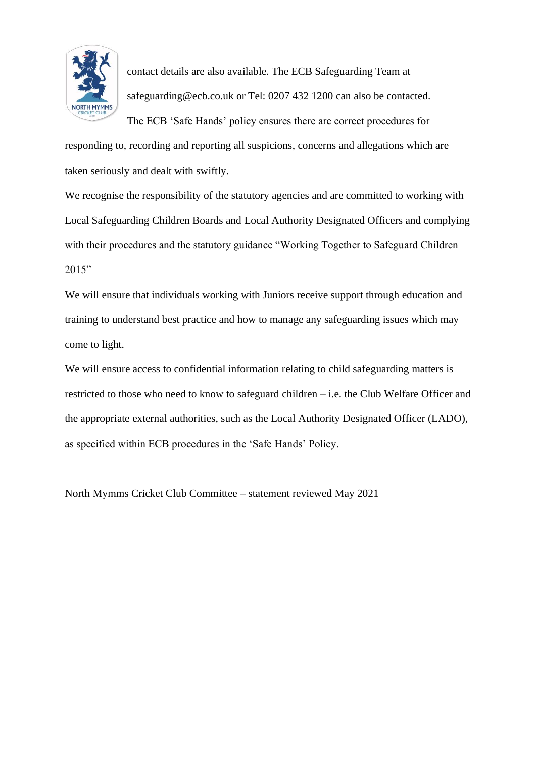contact details are also available. The ECB Safeguarding Team at safeguarding@ecb.co.uk or Tel: 0207 432 1200 can also be contacted.

The ECB 'Safe Hands' policy ensures there are correct procedures for responding to, recording and reporting all suspicions, concerns and allegations which are taken seriously and dealt with swiftly.

We recognise the responsibility of the statutory agencies and are committed to working with Local Safeguarding Children Boards and Local Authority Designated Officers and complying with their procedures and the statutory guidance "Working Together to Safeguard Children 2015"

We will ensure that individuals working with Juniors receive support through education and training to understand best practice and how to manage any safeguarding issues which may come to light.

We will ensure access to confidential information relating to child safeguarding matters is restricted to those who need to know to safeguard children – i.e. the Club Welfare Officer and the appropriate external authorities, such as the Local Authority Designated Officer (LADO), as specified within ECB procedures in the 'Safe Hands' Policy.

North Mymms Cricket Club Committee – statement reviewed May 2021